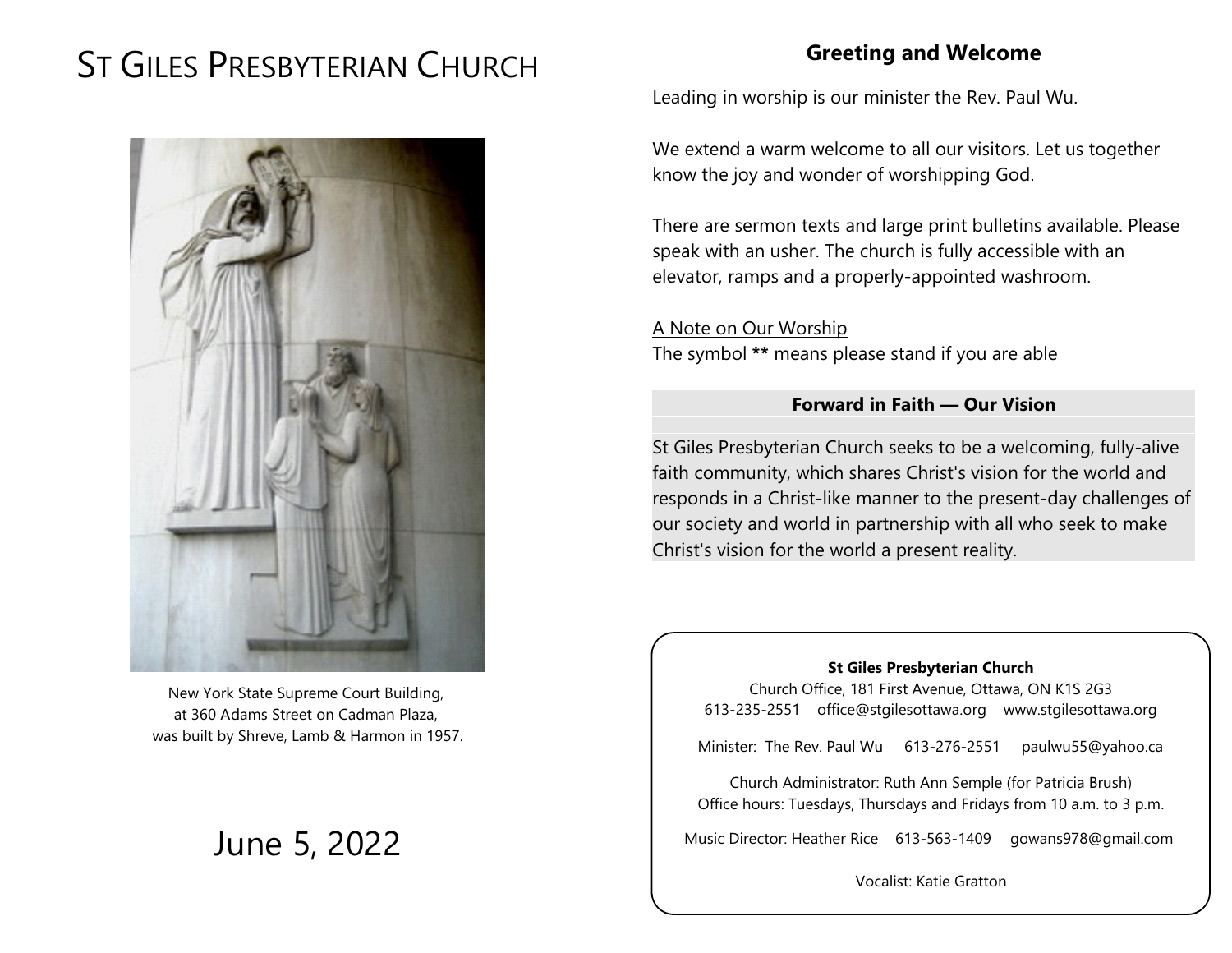# ST GILES PRESBYTERIAN CHURCH

New York State Supreme Court Building,
at 360 Adams Street on Cadman Plaza,
was built by Shreve, Lamb & Harmon in 1957.

June 5, 2022

## Greeting and Welcome

Leading in worship is our minister the Rev. Paul Wu.

We extend a warm welcome to all our visitors. Let us together know the joy and wonder of worshipping God.

There are sermon texts and large print bulletins available. Please speak with an usher. The church is fully accessible with an elevator, ramps and a properly-appointed washroom.

A Note on Our Worship
The symbol **\*\*** means please stand if you are able

### Forward in Faith — Our Vision

St Giles Presbyterian Church seeks to be a welcoming, fully-alive faith community, which shares Christ's vision for the world and responds in a Christ-like manner to the present-day challenges of our society and world in partnership with all who seek to make Christ's vision for the world a present reality.

**St Giles Presbyterian Church**
Church Office, 181 First Avenue, Ottawa, ON K1S 2G3
613-235-2551 office@stgilesottawa.org www.stgilesottawa.org

Minister: The Rev. Paul Wu 613-276-2551 paulwu55@yahoo.ca

Church Administrator: Ruth Ann Semple (for Patricia Brush)
Office hours: Tuesdays, Thursdays and Fridays from 10 a.m. to 3 p.m.

Music Director: Heather Rice 613-563-1409 gowans978@gmail.com

Vocalist: Katie Gratton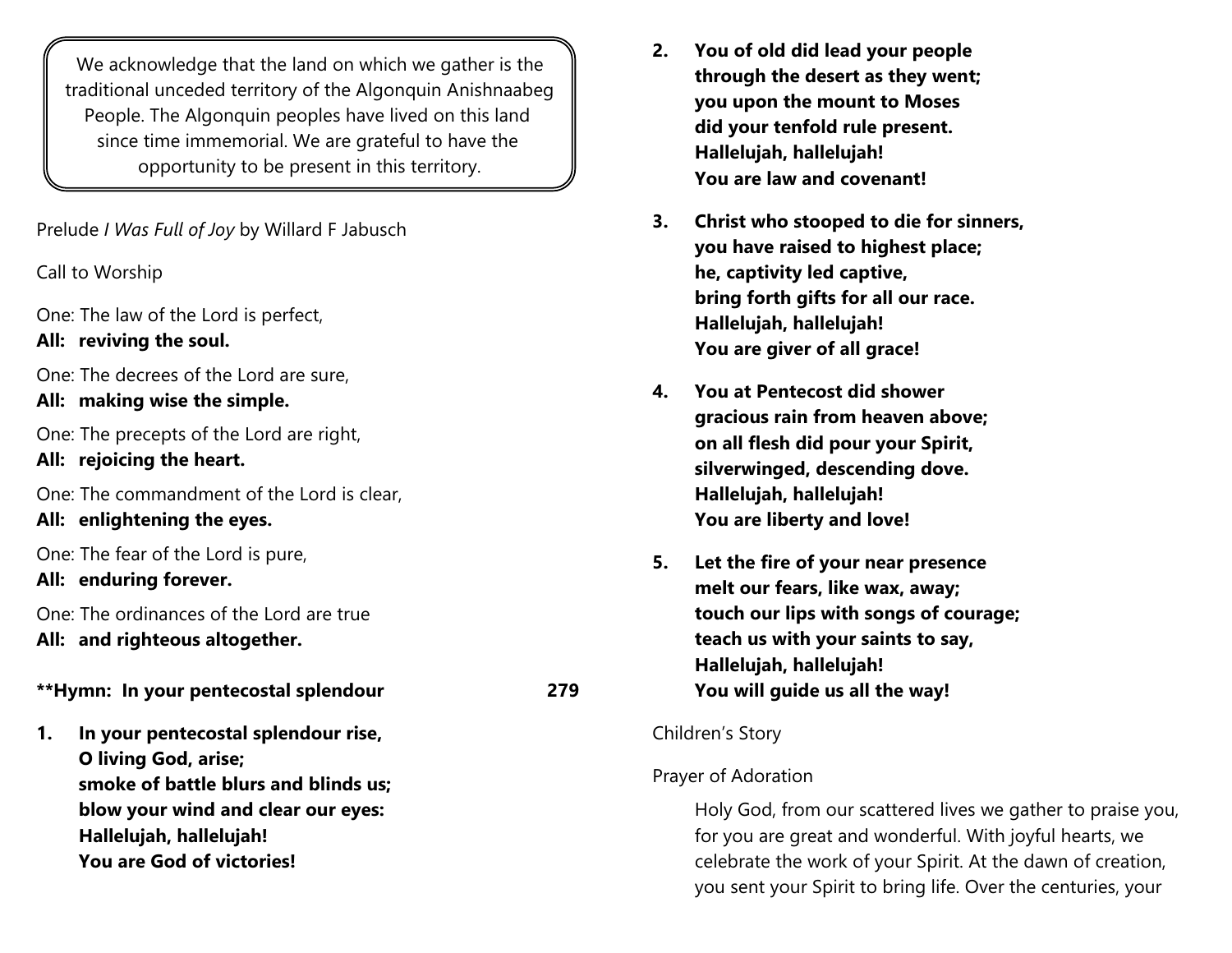We acknowledge that the land on which we gather is the traditional unceded territory of the Algonquin Anishnaabeg People. The Algonquin peoples have lived on this land since time immemorial. We are grateful to have the opportunity to be present in this territory.

Prelude *I Was Full of Joy* by Willard F Jabusch

Call to Worship

One: The law of the Lord is perfect,
**All: reviving the soul.**

One: The decrees of the Lord are sure,
**All: making wise the simple.**

One: The precepts of the Lord are right,
**All: rejoicing the heart.**

One: The commandment of the Lord is clear,
**All: enlightening the eyes.**

One: The fear of the Lord is pure,
**All: enduring forever.**

One: The ordinances of the Lord are true
**All: and righteous altogether.**

**\*\*Hymn: In your pentecostal splendour 279**

**1. In your pentecostal splendour rise,
O living God, arise;
smoke of battle blurs and blinds us;
blow your wind and clear our eyes:
Hallelujah, hallelujah!
You are God of victories!**

**2. You of old did lead your people
through the desert as they went;
you upon the mount to Moses
did your tenfold rule present.
Hallelujah, hallelujah!
You are law and covenant!**

**3. Christ who stooped to die for sinners,
you have raised to highest place;
he, captivity led captive,
bring forth gifts for all our race.
Hallelujah, hallelujah!
You are giver of all grace!**

**4. You at Pentecost did shower
gracious rain from heaven above;
on all flesh did pour your Spirit,
silverwinged, descending dove.
Hallelujah, hallelujah!
You are liberty and love!**

**5. Let the fire of your near presence
melt our fears, like wax, away;
touch our lips with songs of courage;
teach us with your saints to say,
Hallelujah, hallelujah!
You will guide us all the way!**

Children's Story

Prayer of Adoration

Holy God, from our scattered lives we gather to praise you, for you are great and wonderful. With joyful hearts, we celebrate the work of your Spirit. At the dawn of creation, you sent your Spirit to bring life. Over the centuries, your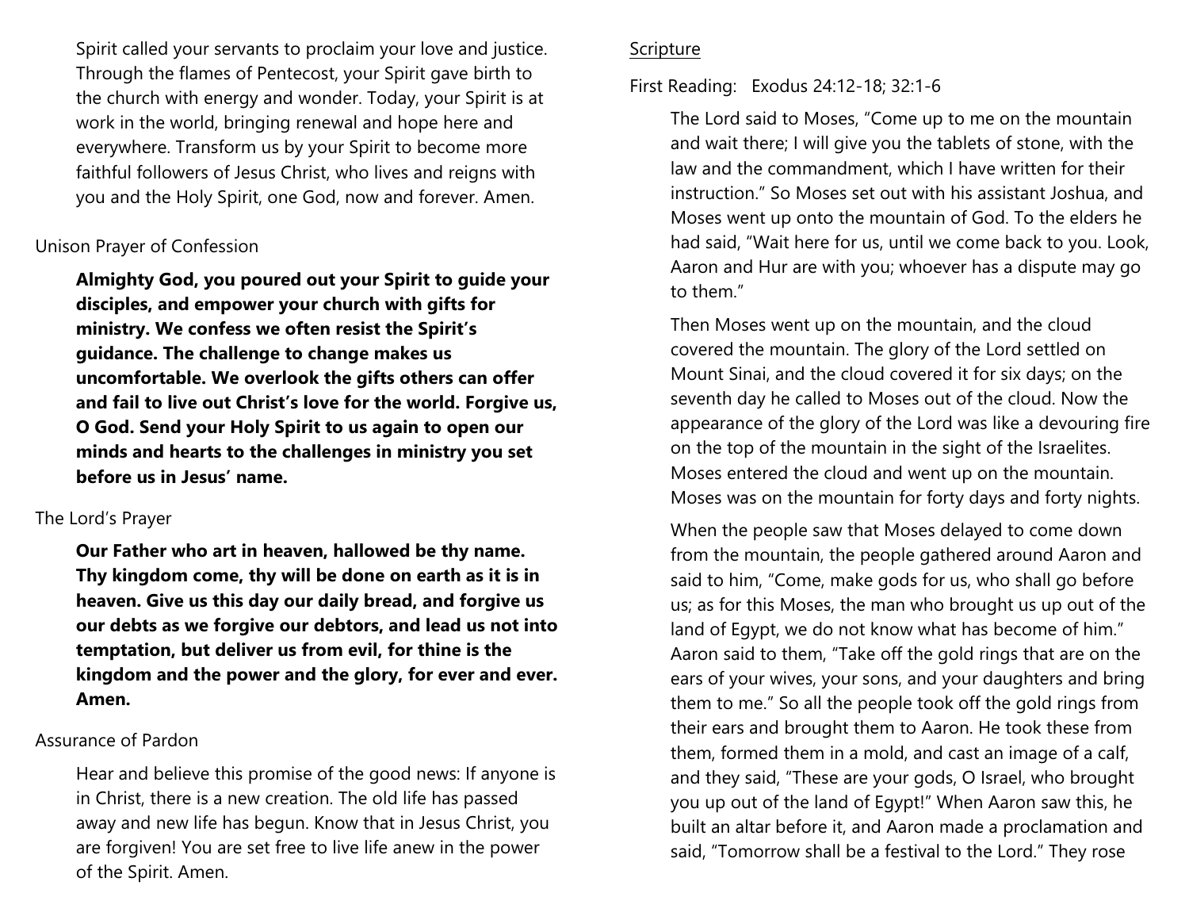Spirit called your servants to proclaim your love and justice. Through the flames of Pentecost, your Spirit gave birth to the church with energy and wonder. Today, your Spirit is at work in the world, bringing renewal and hope here and everywhere. Transform us by your Spirit to become more faithful followers of Jesus Christ, who lives and reigns with you and the Holy Spirit, one God, now and forever. Amen.

Unison Prayer of Confession

**Almighty God, you poured out your Spirit to guide your disciples, and empower your church with gifts for ministry. We confess we often resist the Spirit's guidance. The challenge to change makes us uncomfortable. We overlook the gifts others can offer and fail to live out Christ's love for the world. Forgive us, O God. Send your Holy Spirit to us again to open our minds and hearts to the challenges in ministry you set before us in Jesus' name.**

The Lord's Prayer

**Our Father who art in heaven, hallowed be thy name. Thy kingdom come, thy will be done on earth as it is in heaven. Give us this day our daily bread, and forgive us our debts as we forgive our debtors, and lead us not into temptation, but deliver us from evil, for thine is the kingdom and the power and the glory, for ever and ever. Amen.**

Assurance of Pardon

Hear and believe this promise of the good news: If anyone is in Christ, there is a new creation. The old life has passed away and new life has begun. Know that in Jesus Christ, you are forgiven! You are set free to live life anew in the power of the Spirit. Amen.

Scripture

First Reading: Exodus 24:12-18; 32:1-6

The Lord said to Moses, "Come up to me on the mountain and wait there; I will give you the tablets of stone, with the law and the commandment, which I have written for their instruction." So Moses set out with his assistant Joshua, and Moses went up onto the mountain of God. To the elders he had said, "Wait here for us, until we come back to you. Look, Aaron and Hur are with you; whoever has a dispute may go to them."

Then Moses went up on the mountain, and the cloud covered the mountain. The glory of the Lord settled on Mount Sinai, and the cloud covered it for six days; on the seventh day he called to Moses out of the cloud. Now the appearance of the glory of the Lord was like a devouring fire on the top of the mountain in the sight of the Israelites. Moses entered the cloud and went up on the mountain. Moses was on the mountain for forty days and forty nights.

When the people saw that Moses delayed to come down from the mountain, the people gathered around Aaron and said to him, "Come, make gods for us, who shall go before us; as for this Moses, the man who brought us up out of the land of Egypt, we do not know what has become of him." Aaron said to them, "Take off the gold rings that are on the ears of your wives, your sons, and your daughters and bring them to me." So all the people took off the gold rings from their ears and brought them to Aaron. He took these from them, formed them in a mold, and cast an image of a calf, and they said, "These are your gods, O Israel, who brought you up out of the land of Egypt!" When Aaron saw this, he built an altar before it, and Aaron made a proclamation and said, "Tomorrow shall be a festival to the Lord." They rose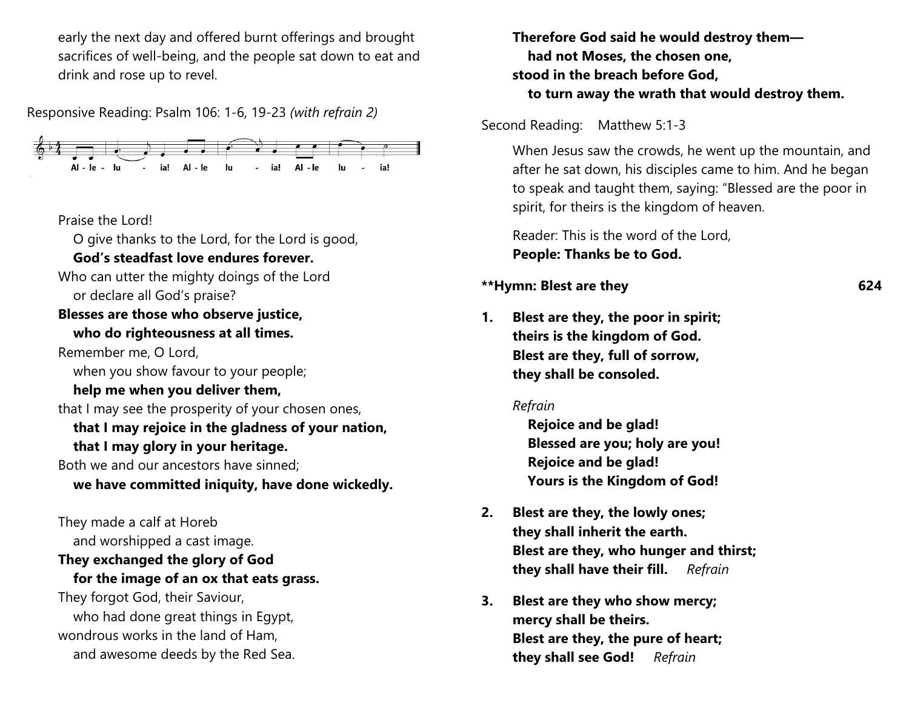early the next day and offered burnt offerings and brought sacrifices of well-being, and the people sat down to eat and drink and rose up to revel.

Responsive Reading: Psalm 106: 1-6, 19-23 *(with refrain 2)*

Al - le - lu - ia! Al - le lu - ia! Al - le lu - ia!

Praise the Lord!
O give thanks to the Lord, for the Lord is good,
**God's steadfast love endures forever.**
Who can utter the mighty doings of the Lord
or declare all God's praise?
**Blesses are those who observe justice,**
**who do righteousness at all times.**
Remember me, O Lord,
when you show favour to your people;
**help me when you deliver them,**
that I may see the prosperity of your chosen ones,
**that I may rejoice in the gladness of your nation,**
**that I may glory in your heritage.**
Both we and our ancestors have sinned;
**we have committed iniquity, have done wickedly.**

They made a calf at Horeb
and worshipped a cast image.
**They exchanged the glory of God**
**for the image of an ox that eats grass.**
They forgot God, their Saviour,
who had done great things in Egypt,
wondrous works in the land of Ham,
and awesome deeds by the Red Sea.
**Therefore God said he would destroy them—**
**had not Moses, the chosen one,**
**stood in the breach before God,**
**to turn away the wrath that would destroy them.**

Second Reading: Matthew 5:1-3

When Jesus saw the crowds, he went up the mountain, and after he sat down, his disciples came to him. And he began to speak and taught them, saying: "Blessed are the poor in spirit, for theirs is the kingdom of heaven.

Reader: This is the word of the Lord,
**People: Thanks be to God.**

**\*\*Hymn: Blest are they 624**

1. **Blest are they, the poor in spirit;**
**theirs is the kingdom of God.**
**Blest are they, full of sorrow,**
**they shall be consoled.**

*Refrain*
**Rejoice and be glad!**
**Blessed are you; holy are you!**
**Rejoice and be glad!**
**Yours is the Kingdom of God!**

2. **Blest are they, the lowly ones;**
**they shall inherit the earth.**
**Blest are they, who hunger and thirst;**
**they shall have their fill.** *Refrain*

3. **Blest are they who show mercy;**
**mercy shall be theirs.**
**Blest are they, the pure of heart;**
**they shall see God!** *Refrain*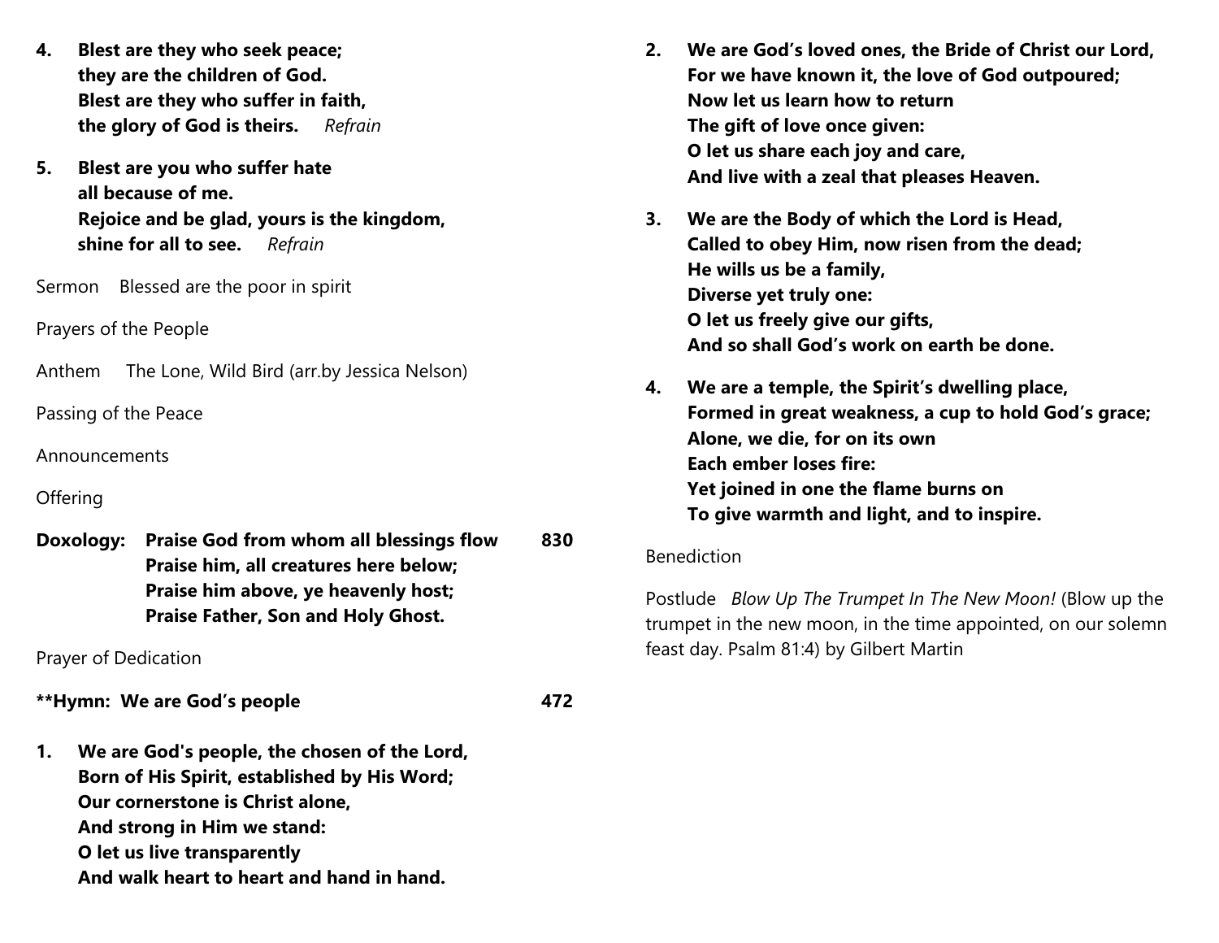4. **Blest are they who seek peace;**
   **they are the children of God.**
   **Blest are they who suffer in faith,**
   **the glory of God is theirs.** *Refrain*

5. **Blest are you who suffer hate**
   **all because of me.**
   **Rejoice and be glad, yours is the kingdom,**
   **shine for all to see.** *Refrain*

Sermon  Blessed are the poor in spirit

Prayers of the People

Anthem  The Lone, Wild Bird (arr.by Jessica Nelson)

Passing of the Peace

Announcements

Offering

**Doxology:** **Praise God from whom all blessings flow** **830**
**Praise him, all creatures here below;**
**Praise him above, ye heavenly host;**
**Praise Father, Son and Holy Ghost.**

Prayer of Dedication

**\*\*Hymn: We are God's people** **472**

1. **We are God's people, the chosen of the Lord,**
   **Born of His Spirit, established by His Word;**
   **Our cornerstone is Christ alone,**
   **And strong in Him we stand:**
   **O let us live transparently**
   **And walk heart to heart and hand in hand.**

2. **We are God's loved ones, the Bride of Christ our Lord,**
   **For we have known it, the love of God outpoured;**
   **Now let us learn how to return**
   **The gift of love once given:**
   **O let us share each joy and care,**
   **And live with a zeal that pleases Heaven.**

3. **We are the Body of which the Lord is Head,**
   **Called to obey Him, now risen from the dead;**
   **He wills us be a family,**
   **Diverse yet truly one:**
   **O let us freely give our gifts,**
   **And so shall God's work on earth be done.**

4. **We are a temple, the Spirit's dwelling place,**
   **Formed in great weakness, a cup to hold God's grace;**
   **Alone, we die, for on its own**
   **Each ember loses fire:**
   **Yet joined in one the flame burns on**
   **To give warmth and light, and to inspire.**

Benediction

Postlude *Blow Up The Trumpet In The New Moon!* (Blow up the trumpet in the new moon, in the time appointed, on our solemn feast day. Psalm 81:4) by Gilbert Martin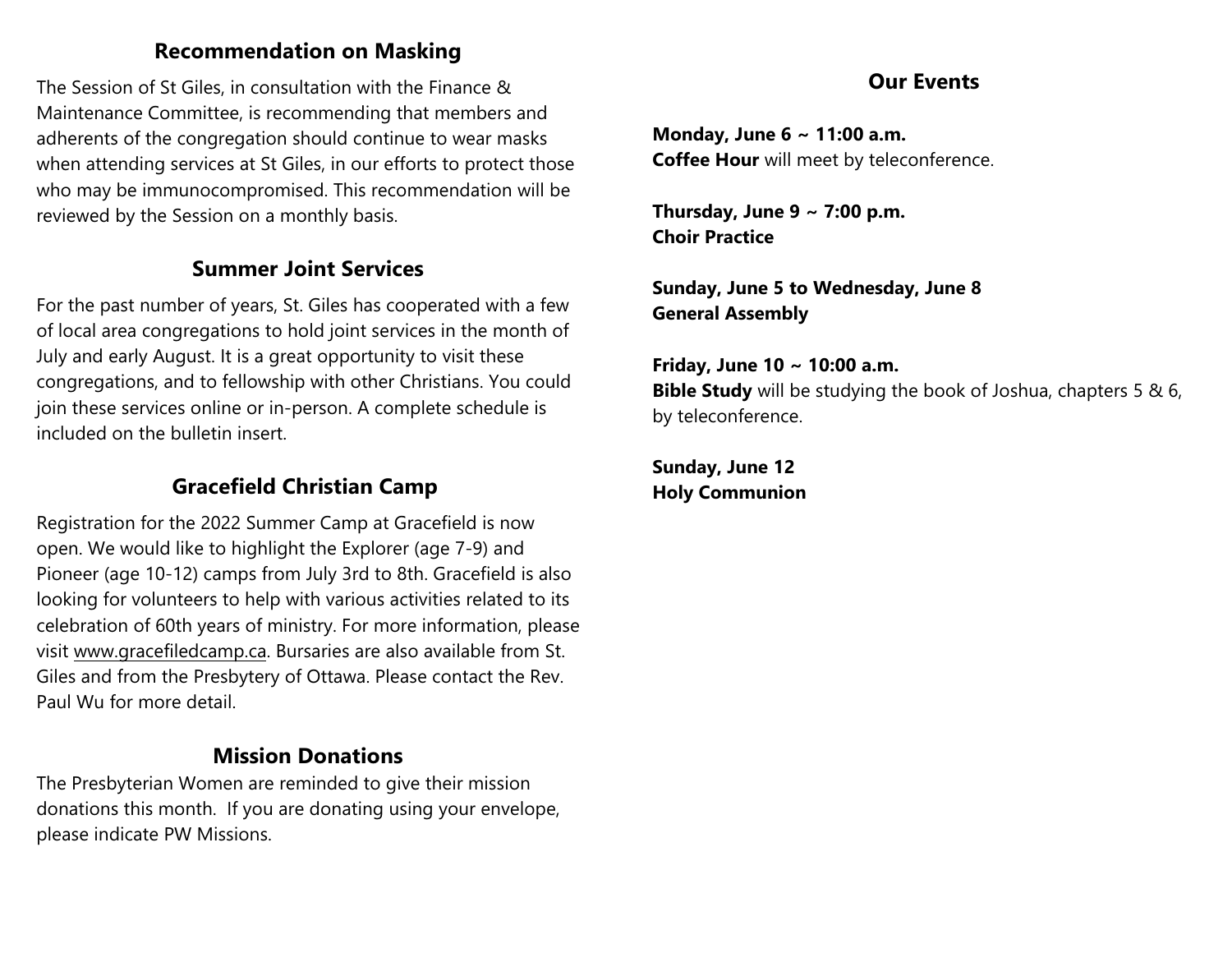## Recommendation on Masking

The Session of St Giles, in consultation with the Finance & Maintenance Committee, is recommending that members and adherents of the congregation should continue to wear masks when attending services at St Giles, in our efforts to protect those who may be immunocompromised. This recommendation will be reviewed by the Session on a monthly basis.

## Summer Joint Services

For the past number of years, St. Giles has cooperated with a few of local area congregations to hold joint services in the month of July and early August. It is a great opportunity to visit these congregations, and to fellowship with other Christians. You could join these services online or in-person. A complete schedule is included on the bulletin insert.

## Gracefield Christian Camp

Registration for the 2022 Summer Camp at Gracefield is now open. We would like to highlight the Explorer (age 7-9) and Pioneer (age 10-12) camps from July 3rd to 8th. Gracefield is also looking for volunteers to help with various activities related to its celebration of 60th years of ministry. For more information, please visit www.gracefiledcamp.ca. Bursaries are also available from St. Giles and from the Presbytery of Ottawa. Please contact the Rev. Paul Wu for more detail.

## Mission Donations

The Presbyterian Women are reminded to give their mission donations this month. If you are donating using your envelope, please indicate PW Missions.

## Our Events

**Monday, June 6 ~ 11:00 a.m.**
**Coffee Hour** will meet by teleconference.

**Thursday, June 9 ~ 7:00 p.m.**
**Choir Practice**

**Sunday, June 5 to Wednesday, June 8**
**General Assembly**

**Friday, June 10 ~ 10:00 a.m.**
**Bible Study** will be studying the book of Joshua, chapters 5 & 6, by teleconference.

**Sunday, June 12**
**Holy Communion**